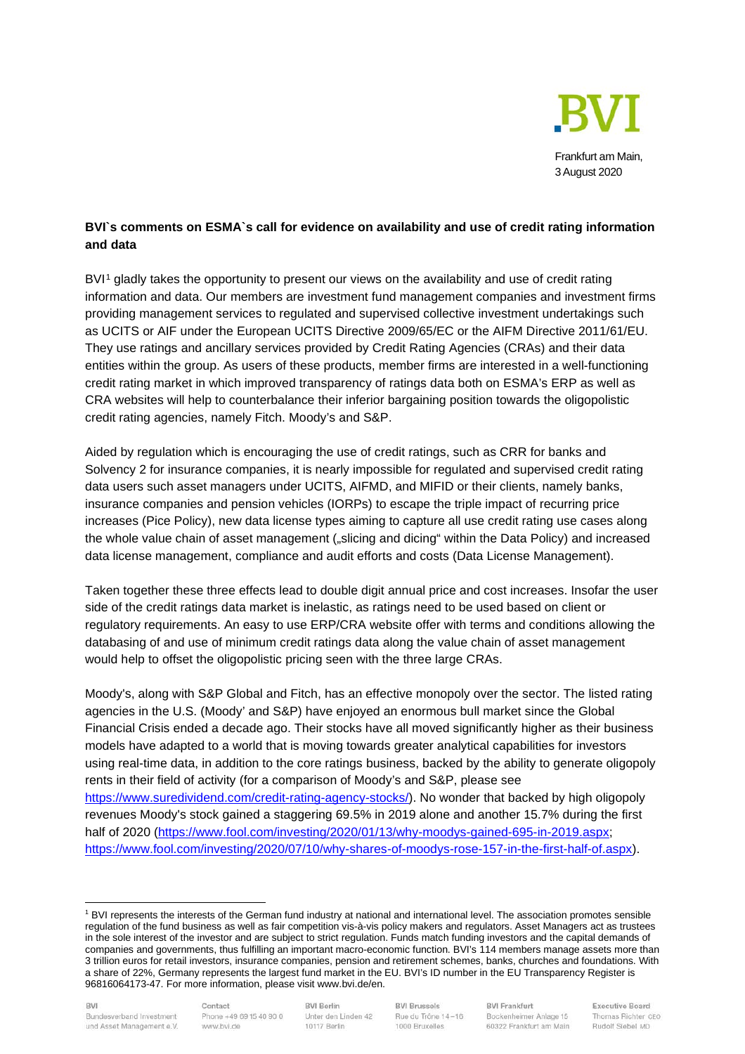Frankfurt am Main,
3 August 2020

**BVI`s comments on ESMA`s call for evidence on availability and use of credit rating information and data**

BVI[1] gladly takes the opportunity to present our views on the availability and use of credit rating information and data. Our members are investment fund management companies and investment firms providing management services to regulated and supervised collective investment undertakings such as UCITS or AIF under the European UCITS Directive 2009/65/EC or the AIFM Directive 2011/61/EU. They use ratings and ancillary services provided by Credit Rating Agencies (CRAs) and their data entities within the group. As users of these products, member firms are interested in a well-functioning credit rating market in which improved transparency of ratings data both on ESMA's ERP as well as CRA websites will help to counterbalance their inferior bargaining position towards the oligopolistic credit rating agencies, namely Fitch. Moody's and S&P.

Aided by regulation which is encouraging the use of credit ratings, such as CRR for banks and Solvency 2 for insurance companies, it is nearly impossible for regulated and supervised credit rating data users such asset managers under UCITS, AIFMD, and MIFID or their clients, namely banks, insurance companies and pension vehicles (IORPs) to escape the triple impact of recurring price increases (Pice Policy), new data license types aiming to capture all use credit rating use cases along the whole value chain of asset management („slicing and dicing" within the Data Policy) and increased data license management, compliance and audit efforts and costs (Data License Management).

Taken together these three effects lead to double digit annual price and cost increases. Insofar the user side of the credit ratings data market is inelastic, as ratings need to be used based on client or regulatory requirements. An easy to use ERP/CRA website offer with terms and conditions allowing the databasing of and use of minimum credit ratings data along the value chain of asset management would help to offset the oligopolistic pricing seen with the three large CRAs.

Moody's, along with S&P Global and Fitch, has an effective monopoly over the sector. The listed rating agencies in the U.S. (Moody' and S&P) have enjoyed an enormous bull market since the Global Financial Crisis ended a decade ago. Their stocks have all moved significantly higher as their business models have adapted to a world that is moving towards greater analytical capabilities for investors using real-time data, in addition to the core ratings business, backed by the ability to generate oligopoly rents in their field of activity (for a comparison of Moody's and S&P, please see https://www.suredividend.com/credit-rating-agency-stocks/). No wonder that backed by high oligopoly revenues Moody's stock gained a staggering 69.5% in 2019 alone and another 15.7% during the first half of 2020 (https://www.fool.com/investing/2020/01/13/why-moodys-gained-695-in-2019.aspx; https://www.fool.com/investing/2020/07/10/why-shares-of-moodys-rose-157-in-the-first-half-of.aspx).

[1] BVI represents the interests of the German fund industry at national and international level. The association promotes sensible regulation of the fund business as well as fair competition vis-à-vis policy makers and regulators. Asset Managers act as trustees in the sole interest of the investor and are subject to strict regulation. Funds match funding investors and the capital demands of companies and governments, thus fulfilling an important macro-economic function. BVI's 114 members manage assets more than 3 trillion euros for retail investors, insurance companies, pension and retirement schemes, banks, churches and foundations. With a share of 22%, Germany represents the largest fund market in the EU. BVI's ID number in the EU Transparency Register is 96816064173-47. For more information, please visit www.bvi.de/en.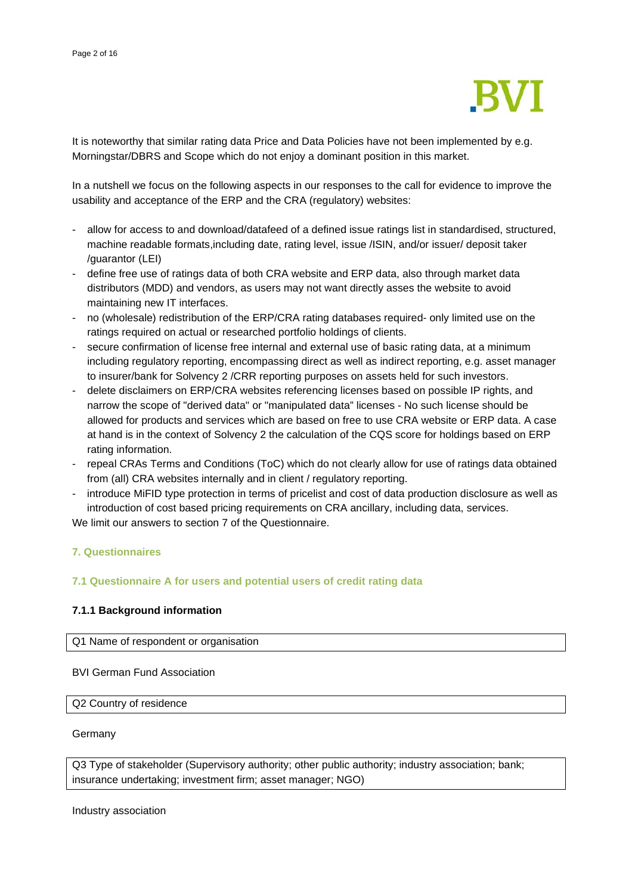It is noteworthy that similar rating data Price and Data Policies have not been implemented by e.g. Morningstar/DBRS and Scope which do not enjoy a dominant position in this market.

In a nutshell we focus on the following aspects in our responses to the call for evidence to improve the usability and acceptance of the ERP and the CRA (regulatory) websites:

- allow for access to and download/datafeed of a defined issue ratings list in standardised, structured, machine readable formats,including date, rating level, issue /ISIN, and/or issuer/ deposit taker /guarantor (LEI)
- define free use of ratings data of both CRA website and ERP data, also through market data distributors (MDD) and vendors, as users may not want directly asses the website to avoid maintaining new IT interfaces.
- no (wholesale) redistribution of the ERP/CRA rating databases required- only limited use on the ratings required on actual or researched portfolio holdings of clients.
- secure confirmation of license free internal and external use of basic rating data, at a minimum including regulatory reporting, encompassing direct as well as indirect reporting, e.g. asset manager to insurer/bank for Solvency 2 /CRR reporting purposes on assets held for such investors.
- delete disclaimers on ERP/CRA websites referencing licenses based on possible IP rights, and narrow the scope of "derived data" or "manipulated data" licenses - No such license should be allowed for products and services which are based on free to use CRA website or ERP data. A case at hand is in the context of Solvency 2 the calculation of the CQS score for holdings based on ERP rating information.
- repeal CRAs Terms and Conditions (ToC) which do not clearly allow for use of ratings data obtained from (all) CRA websites internally and in client / regulatory reporting.
- introduce MiFID type protection in terms of pricelist and cost of data production disclosure as well as introduction of cost based pricing requirements on CRA ancillary, including data, services.

We limit our answers to section 7 of the Questionnaire.

## 7. Questionnaires

### 7.1 Questionnaire A for users and potential users of credit rating data

#### 7.1.1 Background information

| Q1 Name of respondent or organisation |
|---|

BVI German Fund Association

| Q2 Country of residence |
|---|

Germany

| Q3 Type of stakeholder (Supervisory authority; other public authority; industry association; bank; insurance undertaking; investment firm; asset manager; NGO) |
|---|

Industry association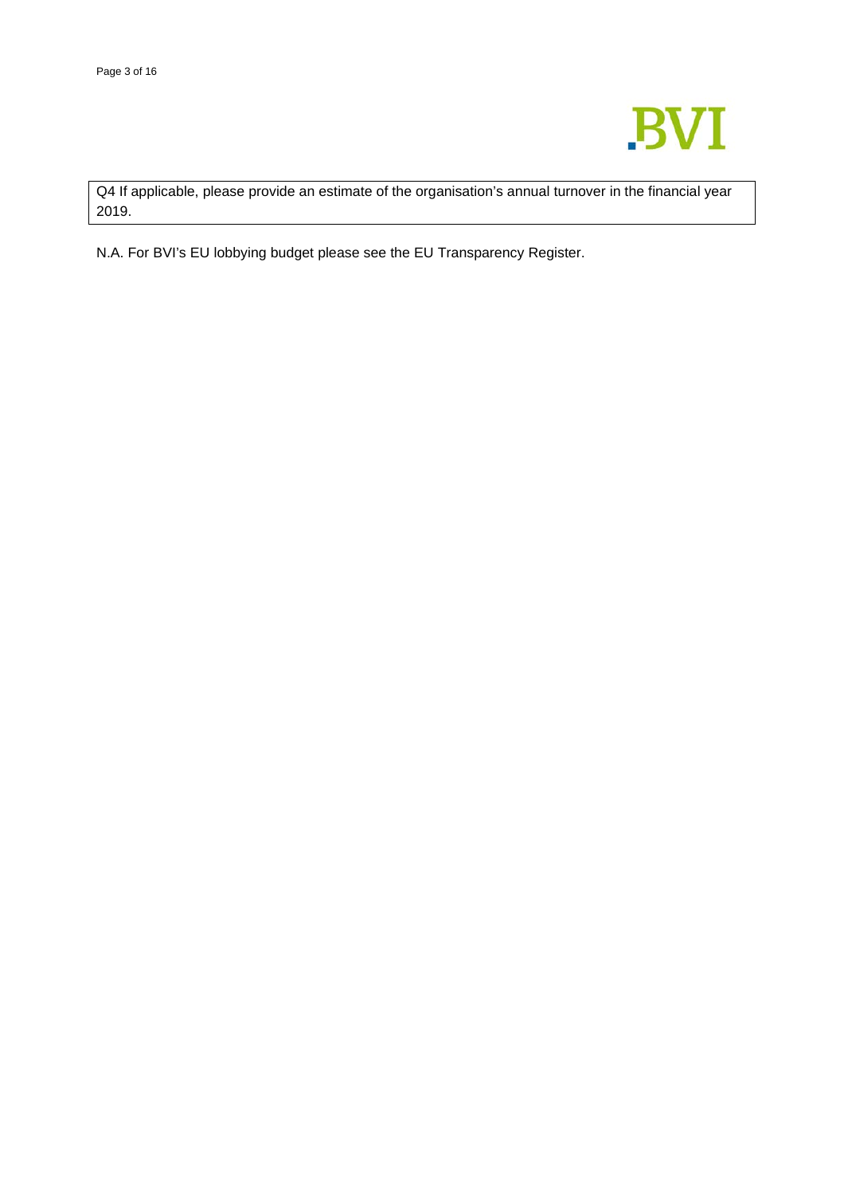Q4 If applicable, please provide an estimate of the organisation's annual turnover in the financial year 2019.

N.A. For BVI's EU lobbying budget please see the EU Transparency Register.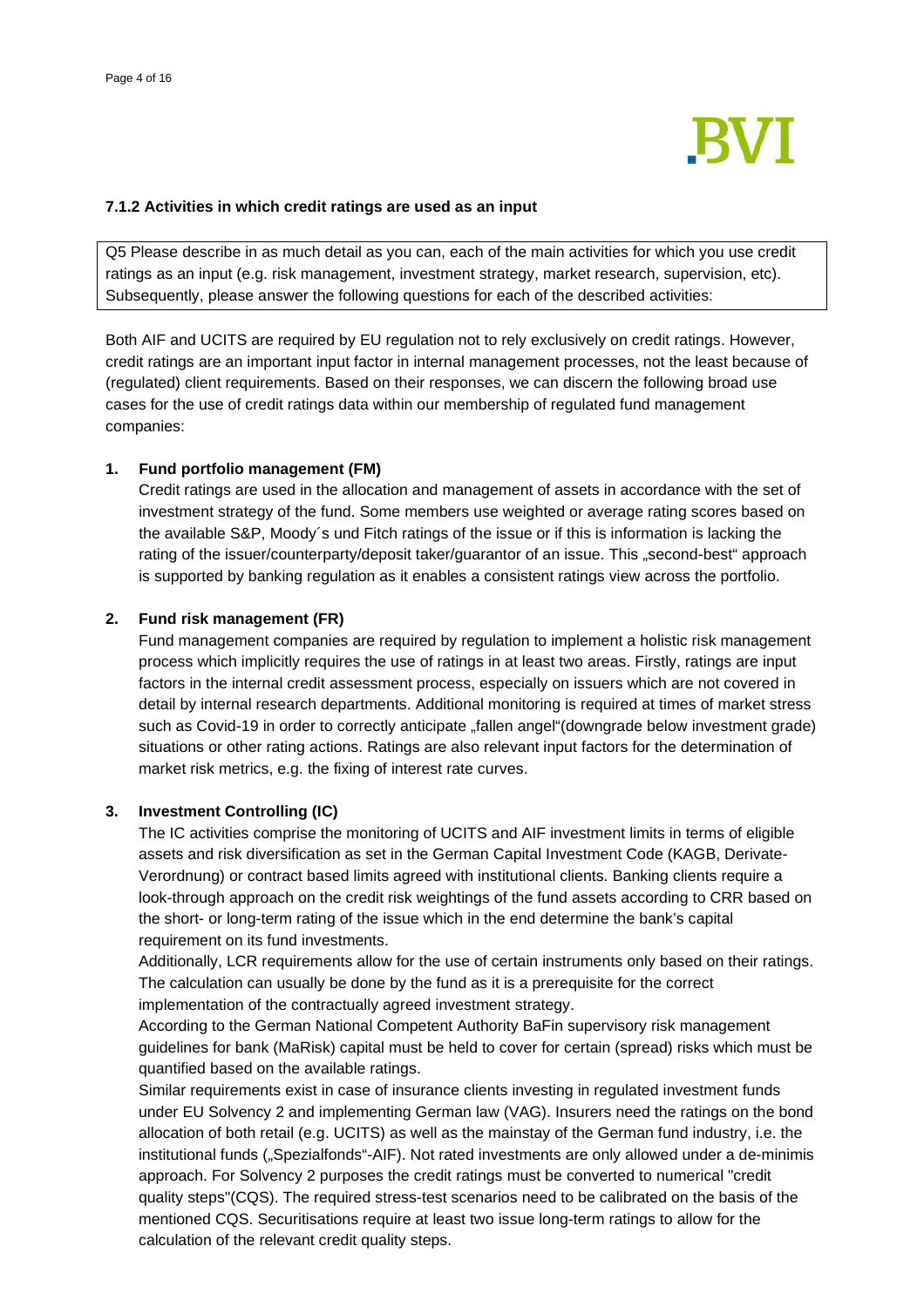### 7.1.2 Activities in which credit ratings are used as an input

Q5 Please describe in as much detail as you can, each of the main activities for which you use credit ratings as an input (e.g. risk management, investment strategy, market research, supervision, etc). Subsequently, please answer the following questions for each of the described activities:

Both AIF and UCITS are required by EU regulation not to rely exclusively on credit ratings. However, credit ratings are an important input factor in internal management processes, not the least because of (regulated) client requirements. Based on their responses, we can discern the following broad use cases for the use of credit ratings data within our membership of regulated fund management companies:

1. **Fund portfolio management (FM)**
   Credit ratings are used in the allocation and management of assets in accordance with the set of investment strategy of the fund. Some members use weighted or average rating scores based on the available S&P, Moody´s und Fitch ratings of the issue or if this is information is lacking the rating of the issuer/counterparty/deposit taker/guarantor of an issue. This „second-best" approach is supported by banking regulation as it enables a consistent ratings view across the portfolio.

2. **Fund risk management (FR)**
   Fund management companies are required by regulation to implement a holistic risk management process which implicitly requires the use of ratings in at least two areas. Firstly, ratings are input factors in the internal credit assessment process, especially on issuers which are not covered in detail by internal research departments. Additional monitoring is required at times of market stress such as Covid-19 in order to correctly anticipate „fallen angel"(downgrade below investment grade) situations or other rating actions. Ratings are also relevant input factors for the determination of market risk metrics, e.g. the fixing of interest rate curves.

3. **Investment Controlling (IC)**
   The IC activities comprise the monitoring of UCITS and AIF investment limits in terms of eligible assets and risk diversification as set in the German Capital Investment Code (KAGB, Derivate-Verordnung) or contract based limits agreed with institutional clients. Banking clients require a look-through approach on the credit risk weightings of the fund assets according to CRR based on the short- or long-term rating of the issue which in the end determine the bank's capital requirement on its fund investments.
   Additionally, LCR requirements allow for the use of certain instruments only based on their ratings. The calculation can usually be done by the fund as it is a prerequisite for the correct implementation of the contractually agreed investment strategy.
   According to the German National Competent Authority BaFin supervisory risk management guidelines for bank (MaRisk) capital must be held to cover for certain (spread) risks which must be quantified based on the available ratings.
   Similar requirements exist in case of insurance clients investing in regulated investment funds under EU Solvency 2 and implementing German law (VAG). Insurers need the ratings on the bond allocation of both retail (e.g. UCITS) as well as the mainstay of the German fund industry, i.e. the institutional funds („Spezialfonds"-AIF). Not rated investments are only allowed under a de-minimis approach. For Solvency 2 purposes the credit ratings must be converted to numerical "credit quality steps"(CQS). The required stress-test scenarios need to be calibrated on the basis of the mentioned CQS. Securitisations require at least two issue long-term ratings to allow for the calculation of the relevant credit quality steps.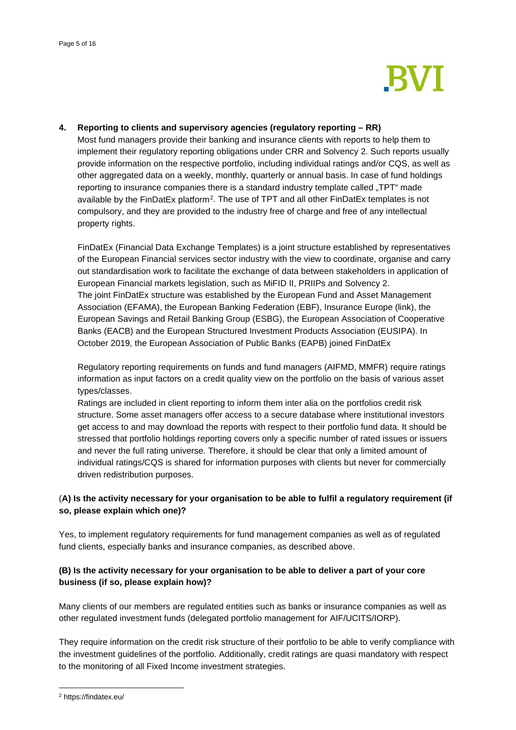## 4. Reporting to clients and supervisory agencies (regulatory reporting – RR)

Most fund managers provide their banking and insurance clients with reports to help them to implement their regulatory reporting obligations under CRR and Solvency 2. Such reports usually provide information on the respective portfolio, including individual ratings and/or CQS, as well as other aggregated data on a weekly, monthly, quarterly or annual basis. In case of fund holdings reporting to insurance companies there is a standard industry template called „TPT" made available by the FinDatEx platform[2]. The use of TPT and all other FinDatEx templates is not compulsory, and they are provided to the industry free of charge and free of any intellectual property rights.

FinDatEx (Financial Data Exchange Templates) is a joint structure established by representatives of the European Financial services sector industry with the view to coordinate, organise and carry out standardisation work to facilitate the exchange of data between stakeholders in application of European Financial markets legislation, such as MiFID II, PRIIPs and Solvency 2. The joint FinDatEx structure was established by the European Fund and Asset Management Association (EFAMA), the European Banking Federation (EBF), Insurance Europe (link), the European Savings and Retail Banking Group (ESBG), the European Association of Cooperative Banks (EACB) and the European Structured Investment Products Association (EUSIPA). In October 2019, the European Association of Public Banks (EAPB) joined FinDatEx

Regulatory reporting requirements on funds and fund managers (AIFMD, MMFR) require ratings information as input factors on a credit quality view on the portfolio on the basis of various asset types/classes.

Ratings are included in client reporting to inform them inter alia on the portfolios credit risk structure. Some asset managers offer access to a secure database where institutional investors get access to and may download the reports with respect to their portfolio fund data. It should be stressed that portfolio holdings reporting covers only a specific number of rated issues or issuers and never the full rating universe. Therefore, it should be clear that only a limited amount of individual ratings/CQS is shared for information purposes with clients but never for commercially driven redistribution purposes.

**(A) Is the activity necessary for your organisation to be able to fulfil a regulatory requirement (if so, please explain which one)?**

Yes, to implement regulatory requirements for fund management companies as well as of regulated fund clients, especially banks and insurance companies, as described above.

**(B) Is the activity necessary for your organisation to be able to deliver a part of your core business (if so, please explain how)?**

Many clients of our members are regulated entities such as banks or insurance companies as well as other regulated investment funds (delegated portfolio management for AIF/UCITS/IORP).

They require information on the credit risk structure of their portfolio to be able to verify compliance with the investment guidelines of the portfolio. Additionally, credit ratings are quasi mandatory with respect to the monitoring of all Fixed Income investment strategies.

---

[2] https://findatex.eu/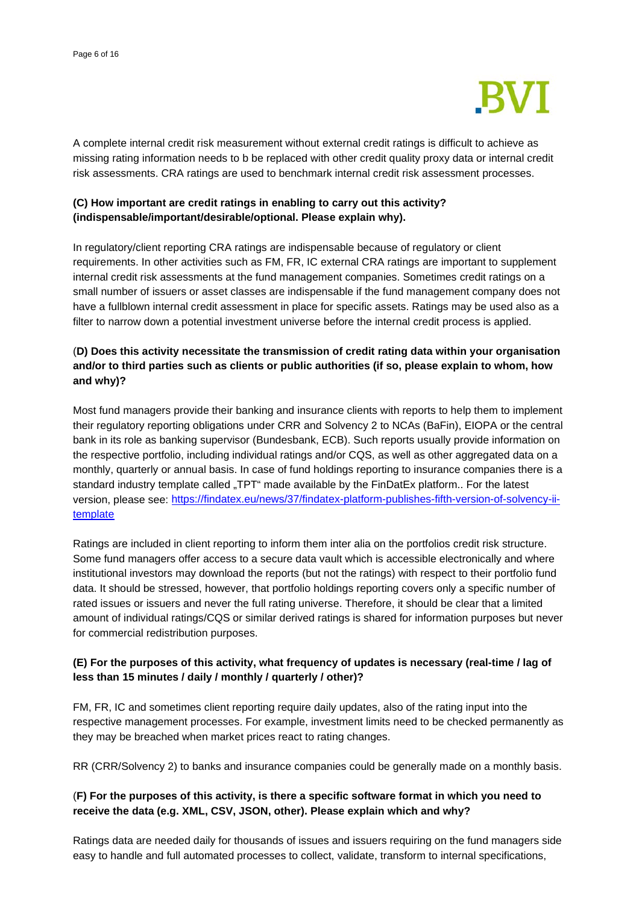A complete internal credit risk measurement without external credit ratings is difficult to achieve as missing rating information needs to b be replaced with other credit quality proxy data or internal credit risk assessments. CRA ratings are used to benchmark internal credit risk assessment processes.

**(C) How important are credit ratings in enabling to carry out this activity? (indispensable/important/desirable/optional. Please explain why).**

In regulatory/client reporting CRA ratings are indispensable because of regulatory or client requirements. In other activities such as FM, FR, IC external CRA ratings are important to supplement internal credit risk assessments at the fund management companies. Sometimes credit ratings on a small number of issuers or asset classes are indispensable if the fund management company does not have a fullblown internal credit assessment in place for specific assets. Ratings may be used also as a filter to narrow down a potential investment universe before the internal credit process is applied.

(**D) Does this activity necessitate the transmission of credit rating data within your organisation and/or to third parties such as clients or public authorities (if so, please explain to whom, how and why)?**

Most fund managers provide their banking and insurance clients with reports to help them to implement their regulatory reporting obligations under CRR and Solvency 2 to NCAs (BaFin), EIOPA or the central bank in its role as banking supervisor (Bundesbank, ECB). Such reports usually provide information on the respective portfolio, including individual ratings and/or CQS, as well as other aggregated data on a monthly, quarterly or annual basis. In case of fund holdings reporting to insurance companies there is a standard industry template called „TPT" made available by the FinDatEx platform.. For the latest version, please see: [https://findatex.eu/news/37/findatex-platform-publishes-fifth-version-of-solvency-ii-template](https://findatex.eu/news/37/findatex-platform-publishes-fifth-version-of-solvency-ii-template)

Ratings are included in client reporting to inform them inter alia on the portfolios credit risk structure. Some fund managers offer access to a secure data vault which is accessible electronically and where institutional investors may download the reports (but not the ratings) with respect to their portfolio fund data. It should be stressed, however, that portfolio holdings reporting covers only a specific number of rated issues or issuers and never the full rating universe. Therefore, it should be clear that a limited amount of individual ratings/CQS or similar derived ratings is shared for information purposes but never for commercial redistribution purposes.

**(E) For the purposes of this activity, what frequency of updates is necessary (real-time / lag of less than 15 minutes / daily / monthly / quarterly / other)?**

FM, FR, IC and sometimes client reporting require daily updates, also of the rating input into the respective management processes. For example, investment limits need to be checked permanently as they may be breached when market prices react to rating changes.

RR (CRR/Solvency 2) to banks and insurance companies could be generally made on a monthly basis.

(**F) For the purposes of this activity, is there a specific software format in which you need to receive the data (e.g. XML, CSV, JSON, other). Please explain which and why?**

Ratings data are needed daily for thousands of issues and issuers requiring on the fund managers side easy to handle and full automated processes to collect, validate, transform to internal specifications,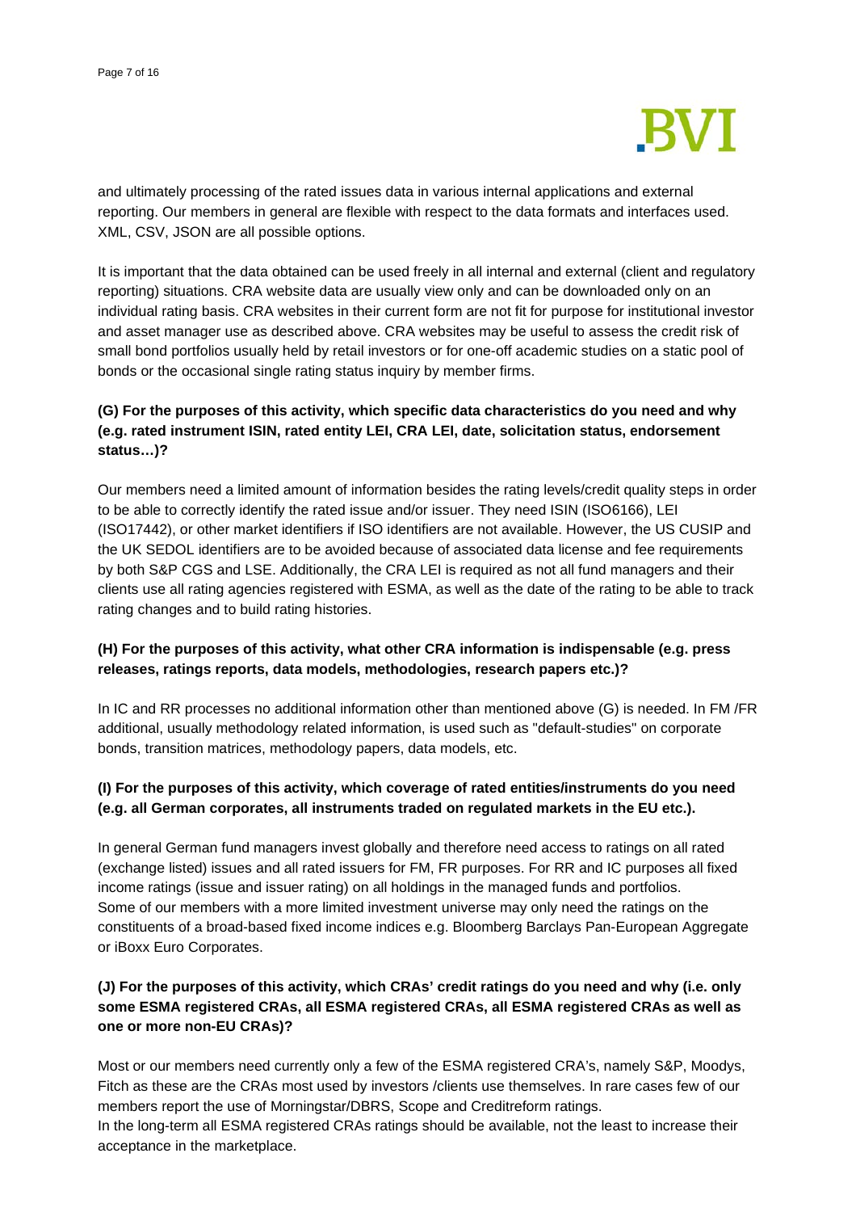and ultimately processing of the rated issues data in various internal applications and external reporting. Our members in general are flexible with respect to the data formats and interfaces used. XML, CSV, JSON are all possible options.

It is important that the data obtained can be used freely in all internal and external (client and regulatory reporting) situations. CRA website data are usually view only and can be downloaded only on an individual rating basis. CRA websites in their current form are not fit for purpose for institutional investor and asset manager use as described above. CRA websites may be useful to assess the credit risk of small bond portfolios usually held by retail investors or for one-off academic studies on a static pool of bonds or the occasional single rating status inquiry by member firms.

**(G) For the purposes of this activity, which specific data characteristics do you need and why (e.g. rated instrument ISIN, rated entity LEI, CRA LEI, date, solicitation status, endorsement status…)?**

Our members need a limited amount of information besides the rating levels/credit quality steps in order to be able to correctly identify the rated issue and/or issuer. They need ISIN (ISO6166), LEI (ISO17442), or other market identifiers if ISO identifiers are not available. However, the US CUSIP and the UK SEDOL identifiers are to be avoided because of associated data license and fee requirements by both S&P CGS and LSE. Additionally, the CRA LEI is required as not all fund managers and their clients use all rating agencies registered with ESMA, as well as the date of the rating to be able to track rating changes and to build rating histories.

**(H) For the purposes of this activity, what other CRA information is indispensable (e.g. press releases, ratings reports, data models, methodologies, research papers etc.)?**

In IC and RR processes no additional information other than mentioned above (G) is needed. In FM /FR additional, usually methodology related information, is used such as "default-studies" on corporate bonds, transition matrices, methodology papers, data models, etc.

**(I) For the purposes of this activity, which coverage of rated entities/instruments do you need (e.g. all German corporates, all instruments traded on regulated markets in the EU etc.).**

In general German fund managers invest globally and therefore need access to ratings on all rated (exchange listed) issues and all rated issuers for FM, FR purposes. For RR and IC purposes all fixed income ratings (issue and issuer rating) on all holdings in the managed funds and portfolios.
Some of our members with a more limited investment universe may only need the ratings on the constituents of a broad-based fixed income indices e.g. Bloomberg Barclays Pan-European Aggregate or iBoxx Euro Corporates.

**(J) For the purposes of this activity, which CRAs' credit ratings do you need and why (i.e. only some ESMA registered CRAs, all ESMA registered CRAs, all ESMA registered CRAs as well as one or more non-EU CRAs)?**

Most or our members need currently only a few of the ESMA registered CRA's, namely S&P, Moodys, Fitch as these are the CRAs most used by investors /clients use themselves. In rare cases few of our members report the use of Morningstar/DBRS, Scope and Creditreform ratings.
In the long-term all ESMA registered CRAs ratings should be available, not the least to increase their acceptance in the marketplace.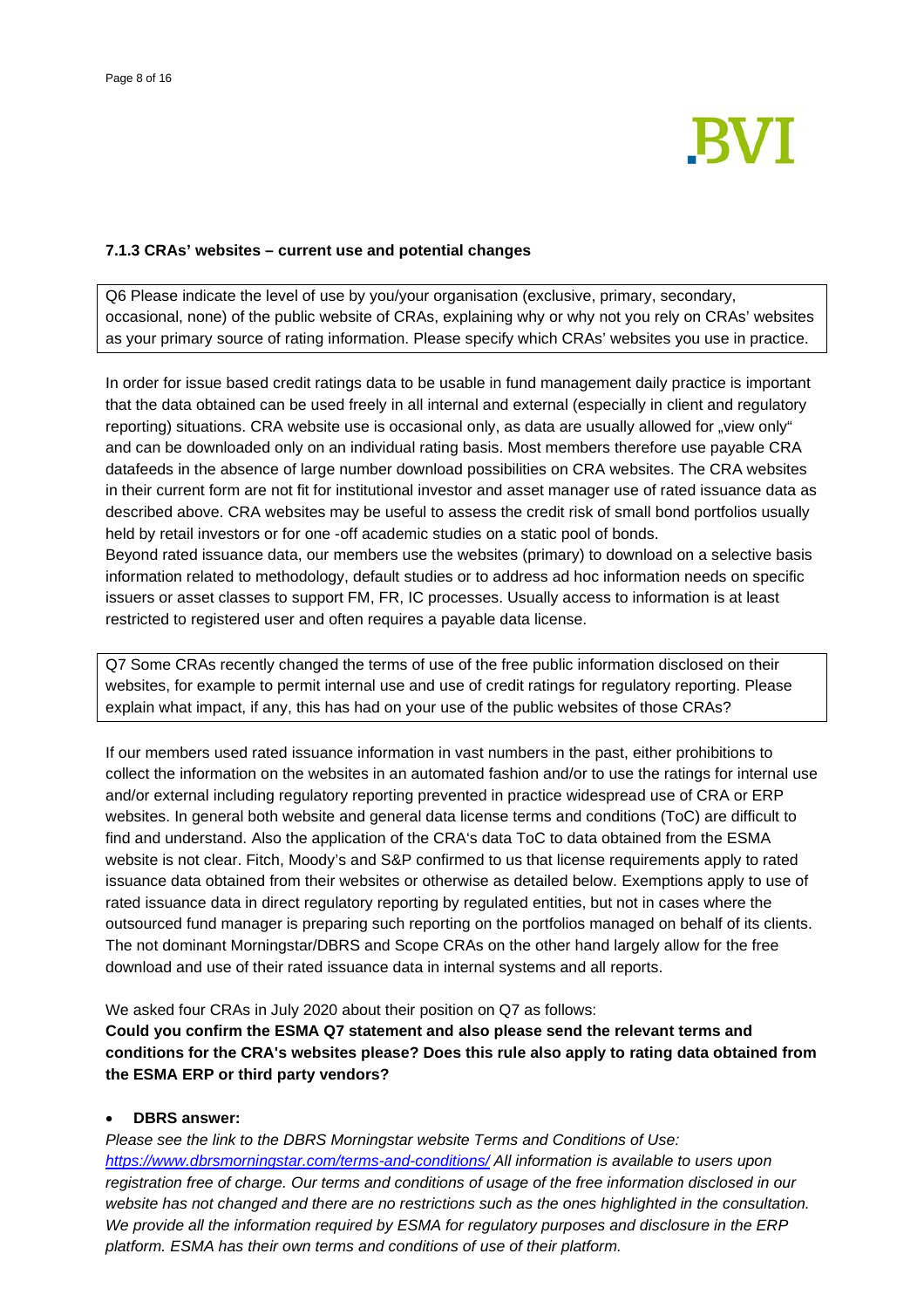### 7.1.3 CRAs' websites – current use and potential changes

Q6 Please indicate the level of use by you/your organisation (exclusive, primary, secondary, occasional, none) of the public website of CRAs, explaining why or why not you rely on CRAs' websites as your primary source of rating information. Please specify which CRAs' websites you use in practice.

In order for issue based credit ratings data to be usable in fund management daily practice is important that the data obtained can be used freely in all internal and external (especially in client and regulatory reporting) situations. CRA website use is occasional only, as data are usually allowed for „view only" and can be downloaded only on an individual rating basis. Most members therefore use payable CRA datafeeds in the absence of large number download possibilities on CRA websites. The CRA websites in their current form are not fit for institutional investor and asset manager use of rated issuance data as described above. CRA websites may be useful to assess the credit risk of small bond portfolios usually held by retail investors or for one -off academic studies on a static pool of bonds.
Beyond rated issuance data, our members use the websites (primary) to download on a selective basis information related to methodology, default studies or to address ad hoc information needs on specific issuers or asset classes to support FM, FR, IC processes. Usually access to information is at least restricted to registered user and often requires a payable data license.

Q7 Some CRAs recently changed the terms of use of the free public information disclosed on their websites, for example to permit internal use and use of credit ratings for regulatory reporting. Please explain what impact, if any, this has had on your use of the public websites of those CRAs?

If our members used rated issuance information in vast numbers in the past, either prohibitions to collect the information on the websites in an automated fashion and/or to use the ratings for internal use and/or external including regulatory reporting prevented in practice widespread use of CRA or ERP websites. In general both website and general data license terms and conditions (ToC) are difficult to find and understand. Also the application of the CRA's data ToC to data obtained from the ESMA website is not clear. Fitch, Moody's and S&P confirmed to us that license requirements apply to rated issuance data obtained from their websites or otherwise as detailed below. Exemptions apply to use of rated issuance data in direct regulatory reporting by regulated entities, but not in cases where the outsourced fund manager is preparing such reporting on the portfolios managed on behalf of its clients. The not dominant Morningstar/DBRS and Scope CRAs on the other hand largely allow for the free download and use of their rated issuance data in internal systems and all reports.

We asked four CRAs in July 2020 about their position on Q7 as follows:

**Could you confirm the ESMA Q7 statement and also please send the relevant terms and conditions for the CRA's websites please? Does this rule also apply to rating data obtained from the ESMA ERP or third party vendors?**

- **DBRS answer:**

*Please see the link to the DBRS Morningstar website Terms and Conditions of Use: https://www.dbrsmorningstar.com/terms-and-conditions/ All information is available to users upon registration free of charge. Our terms and conditions of usage of the free information disclosed in our website has not changed and there are no restrictions such as the ones highlighted in the consultation. We provide all the information required by ESMA for regulatory purposes and disclosure in the ERP platform. ESMA has their own terms and conditions of use of their platform.*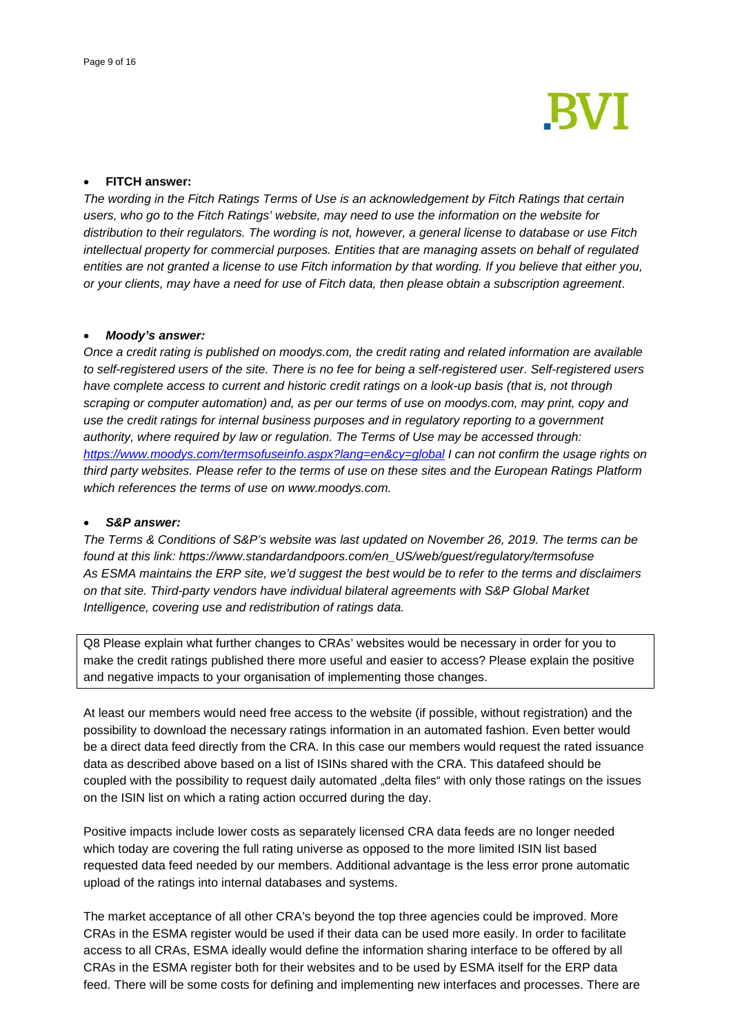- **FITCH answer:**

*The wording in the Fitch Ratings Terms of Use is an acknowledgement by Fitch Ratings that certain users, who go to the Fitch Ratings' website, may need to use the information on the website for distribution to their regulators. The wording is not, however, a general license to database or use Fitch intellectual property for commercial purposes. Entities that are managing assets on behalf of regulated entities are not granted a license to use Fitch information by that wording. If you believe that either you, or your clients, may have a need for use of Fitch data, then please obtain a subscription agreement*.

- ***Moody's answer:***

*Once a credit rating is published on moodys.com, the credit rating and related information are available to self-registered users of the site. There is no fee for being a self-registered user. Self-registered users have complete access to current and historic credit ratings on a look-up basis (that is, not through scraping or computer automation) and, as per our terms of use on moodys.com, may print, copy and use the credit ratings for internal business purposes and in regulatory reporting to a government authority, where required by law or regulation. The Terms of Use may be accessed through: https://www.moodys.com/termsofuseinfo.aspx?lang=en&cy=global I can not confirm the usage rights on third party websites. Please refer to the terms of use on these sites and the European Ratings Platform which references the terms of use on www.moodys.com.*

- ***S&P answer:***

*The Terms & Conditions of S&P's website was last updated on November 26, 2019. The terms can be found at this link: https://www.standardandpoors.com/en_US/web/guest/regulatory/termsofuse As ESMA maintains the ERP site, we'd suggest the best would be to refer to the terms and disclaimers on that site. Third-party vendors have individual bilateral agreements with S&P Global Market Intelligence, covering use and redistribution of ratings data.*

Q8 Please explain what further changes to CRAs' websites would be necessary in order for you to make the credit ratings published there more useful and easier to access? Please explain the positive and negative impacts to your organisation of implementing those changes.

At least our members would need free access to the website (if possible, without registration) and the possibility to download the necessary ratings information in an automated fashion. Even better would be a direct data feed directly from the CRA. In this case our members would request the rated issuance data as described above based on a list of ISINs shared with the CRA. This datafeed should be coupled with the possibility to request daily automated „delta files" with only those ratings on the issues on the ISIN list on which a rating action occurred during the day.

Positive impacts include lower costs as separately licensed CRA data feeds are no longer needed which today are covering the full rating universe as opposed to the more limited ISIN list based requested data feed needed by our members. Additional advantage is the less error prone automatic upload of the ratings into internal databases and systems.

The market acceptance of all other CRA's beyond the top three agencies could be improved. More CRAs in the ESMA register would be used if their data can be used more easily. In order to facilitate access to all CRAs, ESMA ideally would define the information sharing interface to be offered by all CRAs in the ESMA register both for their websites and to be used by ESMA itself for the ERP data feed. There will be some costs for defining and implementing new interfaces and processes. There are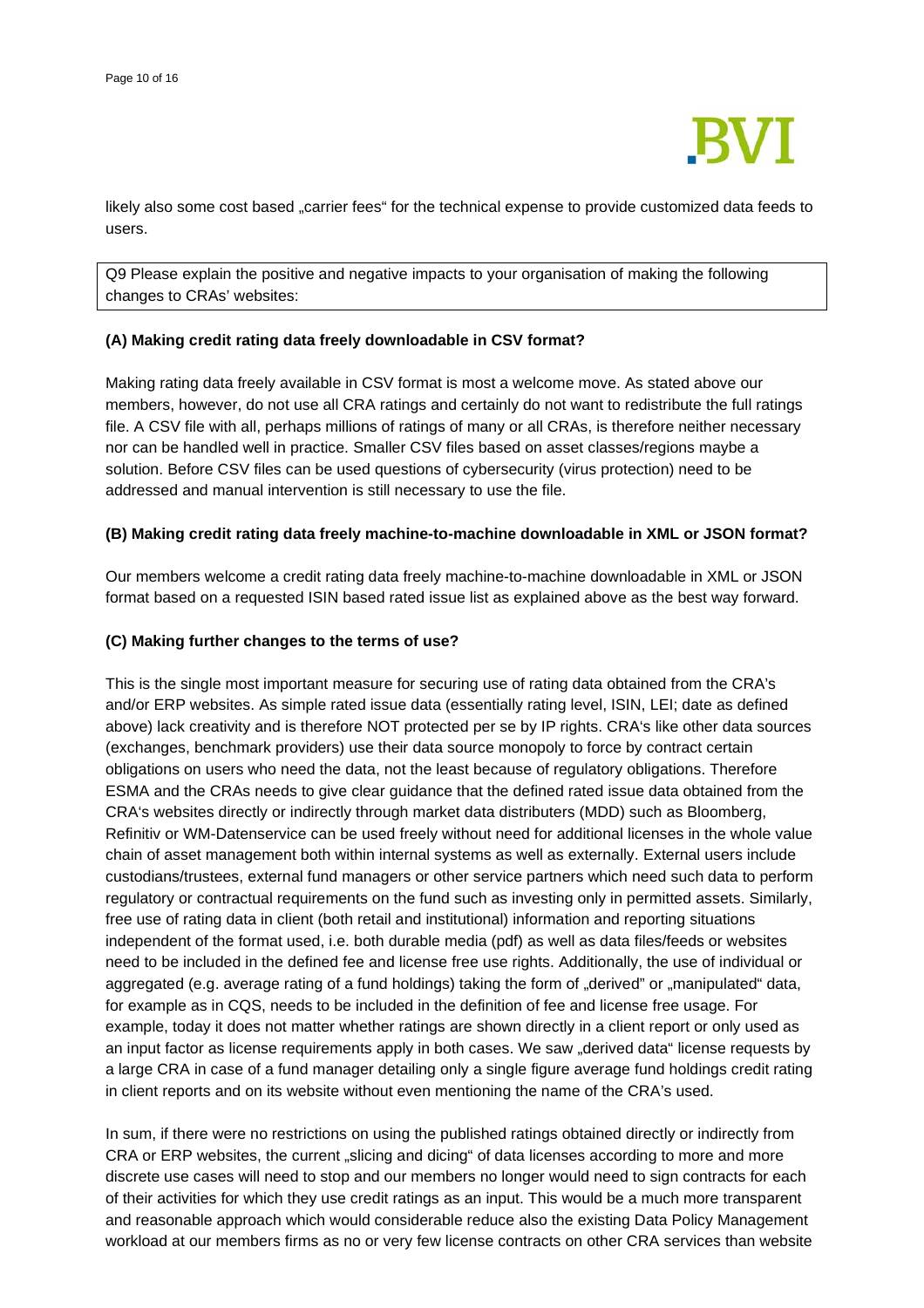likely also some cost based „carrier fees“ for the technical expense to provide customized data feeds to users.

Q9 Please explain the positive and negative impacts to your organisation of making the following changes to CRAs' websites:

**(A) Making credit rating data freely downloadable in CSV format?**

Making rating data freely available in CSV format is most a welcome move. As stated above our members, however, do not use all CRA ratings and certainly do not want to redistribute the full ratings file. A CSV file with all, perhaps millions of ratings of many or all CRAs, is therefore neither necessary nor can be handled well in practice. Smaller CSV files based on asset classes/regions maybe a solution. Before CSV files can be used questions of cybersecurity (virus protection) need to be addressed and manual intervention is still necessary to use the file.

**(B) Making credit rating data freely machine-to-machine downloadable in XML or JSON format?**

Our members welcome a credit rating data freely machine-to-machine downloadable in XML or JSON format based on a requested ISIN based rated issue list as explained above as the best way forward.

**(C) Making further changes to the terms of use?**

This is the single most important measure for securing use of rating data obtained from the CRA's and/or ERP websites. As simple rated issue data (essentially rating level, ISIN, LEI; date as defined above) lack creativity and is therefore NOT protected per se by IP rights. CRA's like other data sources (exchanges, benchmark providers) use their data source monopoly to force by contract certain obligations on users who need the data, not the least because of regulatory obligations. Therefore ESMA and the CRAs needs to give clear guidance that the defined rated issue data obtained from the CRA's websites directly or indirectly through market data distributers (MDD) such as Bloomberg, Refinitiv or WM-Datenservice can be used freely without need for additional licenses in the whole value chain of asset management both within internal systems as well as externally. External users include custodians/trustees, external fund managers or other service partners which need such data to perform regulatory or contractual requirements on the fund such as investing only in permitted assets. Similarly, free use of rating data in client (both retail and institutional) information and reporting situations independent of the format used, i.e. both durable media (pdf) as well as data files/feeds or websites need to be included in the defined fee and license free use rights. Additionally, the use of individual or aggregated (e.g. average rating of a fund holdings) taking the form of „derived“ or „manipulated“ data, for example as in CQS, needs to be included in the definition of fee and license free usage. For example, today it does not matter whether ratings are shown directly in a client report or only used as an input factor as license requirements apply in both cases. We saw „derived data“ license requests by a large CRA in case of a fund manager detailing only a single figure average fund holdings credit rating in client reports and on its website without even mentioning the name of the CRA's used.

In sum, if there were no restrictions on using the published ratings obtained directly or indirectly from CRA or ERP websites, the current „slicing and dicing“ of data licenses according to more and more discrete use cases will need to stop and our members no longer would need to sign contracts for each of their activities for which they use credit ratings as an input. This would be a much more transparent and reasonable approach which would considerable reduce also the existing Data Policy Management workload at our members firms as no or very few license contracts on other CRA services than website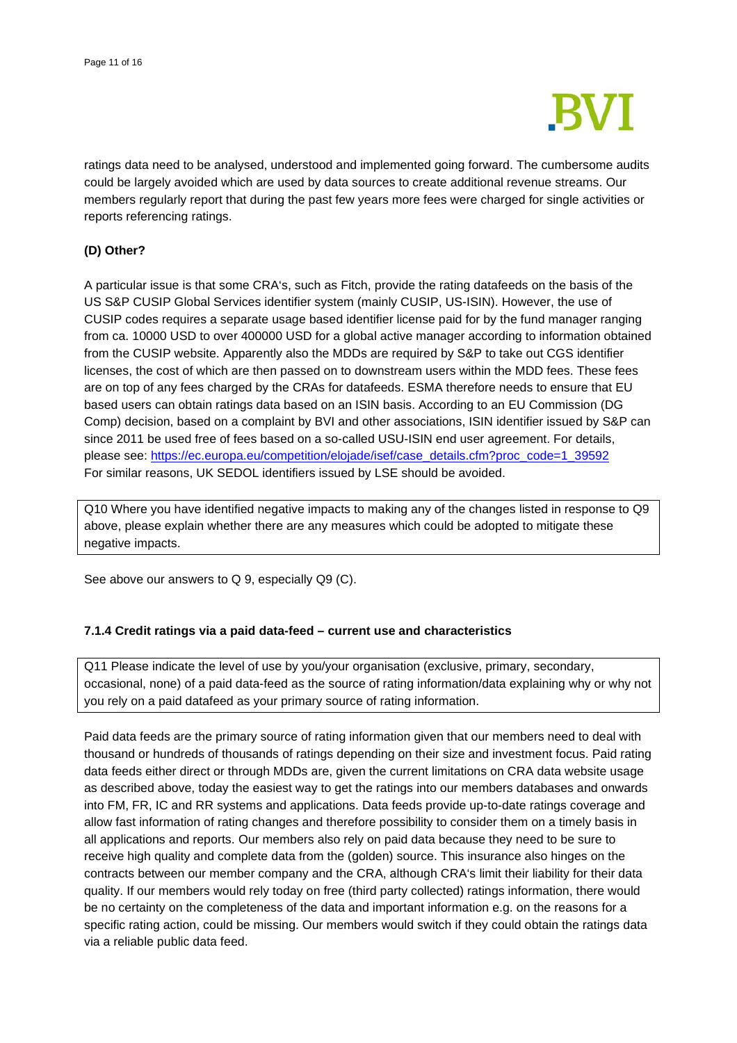ratings data need to be analysed, understood and implemented going forward. The cumbersome audits could be largely avoided which are used by data sources to create additional revenue streams. Our members regularly report that during the past few years more fees were charged for single activities or reports referencing ratings.

**(D) Other?**

A particular issue is that some CRA's, such as Fitch, provide the rating datafeeds on the basis of the US S&P CUSIP Global Services identifier system (mainly CUSIP, US-ISIN). However, the use of CUSIP codes requires a separate usage based identifier license paid for by the fund manager ranging from ca. 10000 USD to over 400000 USD for a global active manager according to information obtained from the CUSIP website. Apparently also the MDDs are required by S&P to take out CGS identifier licenses, the cost of which are then passed on to downstream users within the MDD fees. These fees are on top of any fees charged by the CRAs for datafeeds. ESMA therefore needs to ensure that EU based users can obtain ratings data based on an ISIN basis. According to an EU Commission (DG Comp) decision, based on a complaint by BVI and other associations, ISIN identifier issued by S&P can since 2011 be used free of fees based on a so-called USU-ISIN end user agreement. For details, please see: https://ec.europa.eu/competition/elojade/isef/case_details.cfm?proc_code=1_39592 For similar reasons, UK SEDOL identifiers issued by LSE should be avoided.

Q10 Where you have identified negative impacts to making any of the changes listed in response to Q9 above, please explain whether there are any measures which could be adopted to mitigate these negative impacts.

See above our answers to Q 9, especially Q9 (C).

#### 7.1.4 Credit ratings via a paid data-feed – current use and characteristics

Q11 Please indicate the level of use by you/your organisation (exclusive, primary, secondary, occasional, none) of a paid data-feed as the source of rating information/data explaining why or why not you rely on a paid datafeed as your primary source of rating information.

Paid data feeds are the primary source of rating information given that our members need to deal with thousand or hundreds of thousands of ratings depending on their size and investment focus. Paid rating data feeds either direct or through MDDs are, given the current limitations on CRA data website usage as described above, today the easiest way to get the ratings into our members databases and onwards into FM, FR, IC and RR systems and applications. Data feeds provide up-to-date ratings coverage and allow fast information of rating changes and therefore possibility to consider them on a timely basis in all applications and reports. Our members also rely on paid data because they need to be sure to receive high quality and complete data from the (golden) source. This insurance also hinges on the contracts between our member company and the CRA, although CRA's limit their liability for their data quality. If our members would rely today on free (third party collected) ratings information, there would be no certainty on the completeness of the data and important information e.g. on the reasons for a specific rating action, could be missing. Our members would switch if they could obtain the ratings data via a reliable public data feed.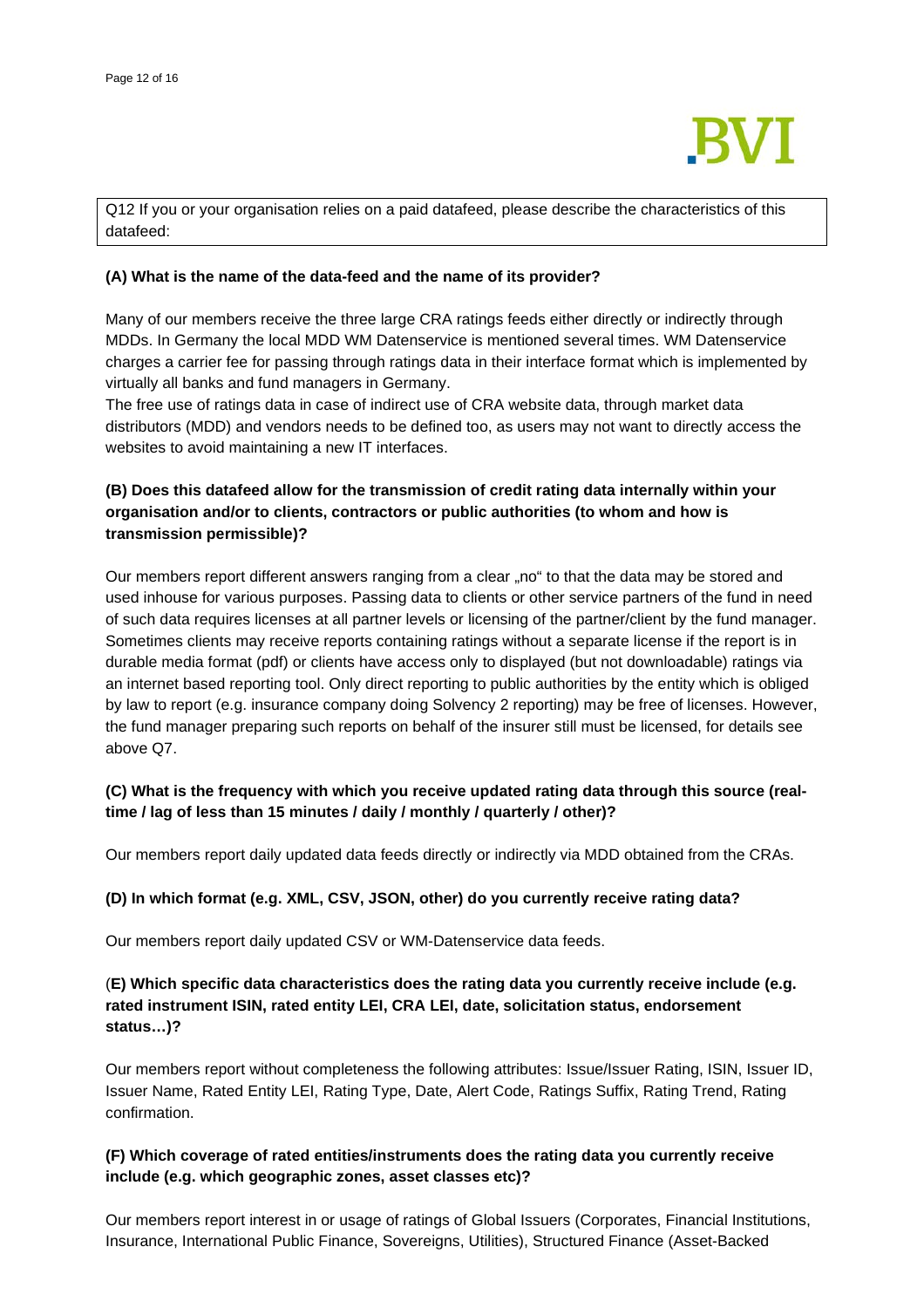Q12 If you or your organisation relies on a paid datafeed, please describe the characteristics of this datafeed:

**(A) What is the name of the data-feed and the name of its provider?**

Many of our members receive the three large CRA ratings feeds either directly or indirectly through MDDs. In Germany the local MDD WM Datenservice is mentioned several times. WM Datenservice charges a carrier fee for passing through ratings data in their interface format which is implemented by virtually all banks and fund managers in Germany.
The free use of ratings data in case of indirect use of CRA website data, through market data distributors (MDD) and vendors needs to be defined too, as users may not want to directly access the websites to avoid maintaining a new IT interfaces.

**(B) Does this datafeed allow for the transmission of credit rating data internally within your organisation and/or to clients, contractors or public authorities (to whom and how is transmission permissible)?**

Our members report different answers ranging from a clear „no" to that the data may be stored and used inhouse for various purposes. Passing data to clients or other service partners of the fund in need of such data requires licenses at all partner levels or licensing of the partner/client by the fund manager. Sometimes clients may receive reports containing ratings without a separate license if the report is in durable media format (pdf) or clients have access only to displayed (but not downloadable) ratings via an internet based reporting tool. Only direct reporting to public authorities by the entity which is obliged by law to report (e.g. insurance company doing Solvency 2 reporting) may be free of licenses. However, the fund manager preparing such reports on behalf of the insurer still must be licensed, for details see above Q7.

**(C) What is the frequency with which you receive updated rating data through this source (real-time / lag of less than 15 minutes / daily / monthly / quarterly / other)?**

Our members report daily updated data feeds directly or indirectly via MDD obtained from the CRAs.

**(D) In which format (e.g. XML, CSV, JSON, other) do you currently receive rating data?**

Our members report daily updated CSV or WM-Datenservice data feeds.

(**E) Which specific data characteristics does the rating data you currently receive include (e.g. rated instrument ISIN, rated entity LEI, CRA LEI, date, solicitation status, endorsement status…)?**

Our members report without completeness the following attributes: Issue/Issuer Rating, ISIN, Issuer ID, Issuer Name, Rated Entity LEI, Rating Type, Date, Alert Code, Ratings Suffix, Rating Trend, Rating confirmation.

**(F) Which coverage of rated entities/instruments does the rating data you currently receive include (e.g. which geographic zones, asset classes etc)?**

Our members report interest in or usage of ratings of Global Issuers (Corporates, Financial Institutions, Insurance, International Public Finance, Sovereigns, Utilities), Structured Finance (Asset-Backed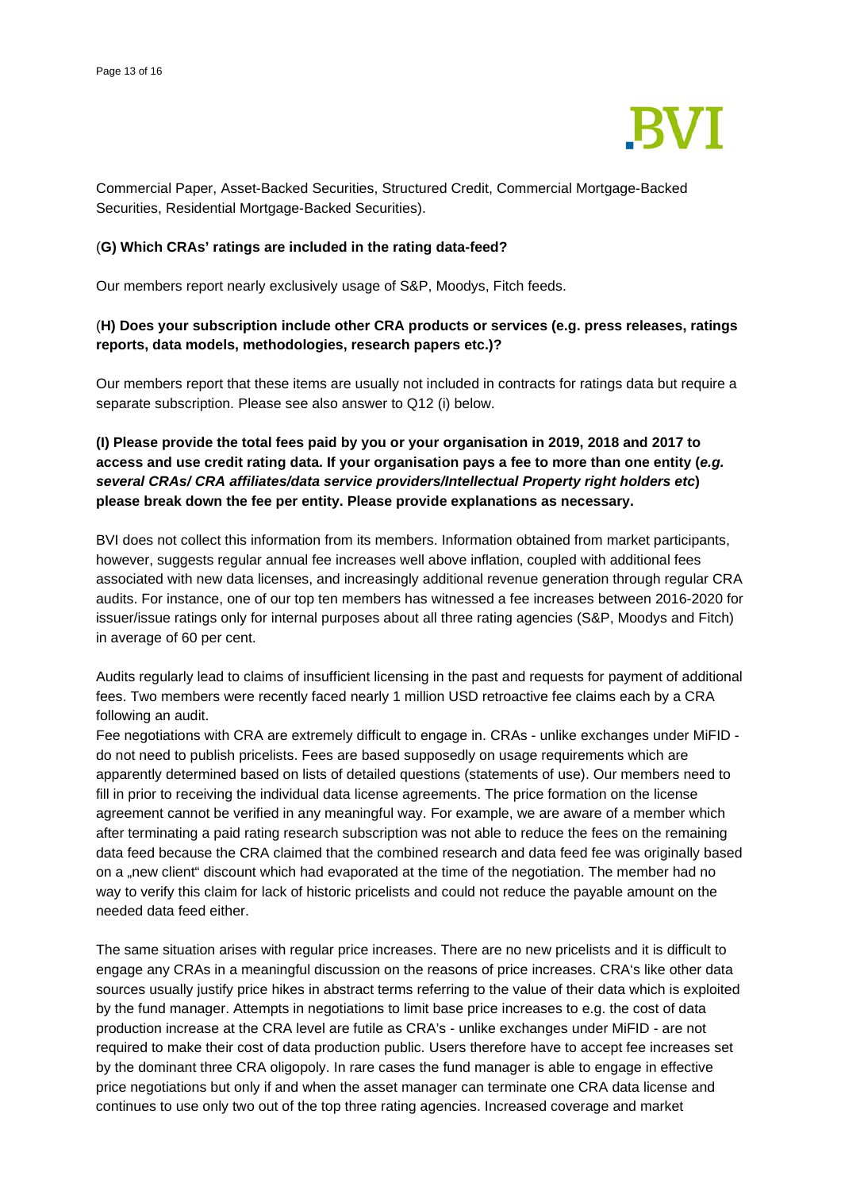Commercial Paper, Asset-Backed Securities, Structured Credit, Commercial Mortgage-Backed Securities, Residential Mortgage-Backed Securities).

**(G) Which CRAs' ratings are included in the rating data-feed?**

Our members report nearly exclusively usage of S&P, Moodys, Fitch feeds.

**(H) Does your subscription include other CRA products or services (e.g. press releases, ratings reports, data models, methodologies, research papers etc.)?**

Our members report that these items are usually not included in contracts for ratings data but require a separate subscription. Please see also answer to Q12 (i) below.

**(I) Please provide the total fees paid by you or your organisation in 2019, 2018 and 2017 to access and use credit rating data. If your organisation pays a fee to more than one entity (*e.g. several CRAs/ CRA affiliates/data service providers/Intellectual Property right holders etc*) please break down the fee per entity. Please provide explanations as necessary.**

BVI does not collect this information from its members. Information obtained from market participants, however, suggests regular annual fee increases well above inflation, coupled with additional fees associated with new data licenses, and increasingly additional revenue generation through regular CRA audits. For instance, one of our top ten members has witnessed a fee increases between 2016-2020 for issuer/issue ratings only for internal purposes about all three rating agencies (S&P, Moodys and Fitch) in average of 60 per cent.

Audits regularly lead to claims of insufficient licensing in the past and requests for payment of additional fees. Two members were recently faced nearly 1 million USD retroactive fee claims each by a CRA following an audit.
Fee negotiations with CRA are extremely difficult to engage in. CRAs - unlike exchanges under MiFID - do not need to publish pricelists. Fees are based supposedly on usage requirements which are apparently determined based on lists of detailed questions (statements of use). Our members need to fill in prior to receiving the individual data license agreements. The price formation on the license agreement cannot be verified in any meaningful way. For example, we are aware of a member which after terminating a paid rating research subscription was not able to reduce the fees on the remaining data feed because the CRA claimed that the combined research and data feed fee was originally based on a „new client" discount which had evaporated at the time of the negotiation. The member had no way to verify this claim for lack of historic pricelists and could not reduce the payable amount on the needed data feed either.

The same situation arises with regular price increases. There are no new pricelists and it is difficult to engage any CRAs in a meaningful discussion on the reasons of price increases. CRA's like other data sources usually justify price hikes in abstract terms referring to the value of their data which is exploited by the fund manager. Attempts in negotiations to limit base price increases to e.g. the cost of data production increase at the CRA level are futile as CRA's - unlike exchanges under MiFID - are not required to make their cost of data production public. Users therefore have to accept fee increases set by the dominant three CRA oligopoly. In rare cases the fund manager is able to engage in effective price negotiations but only if and when the asset manager can terminate one CRA data license and continues to use only two out of the top three rating agencies. Increased coverage and market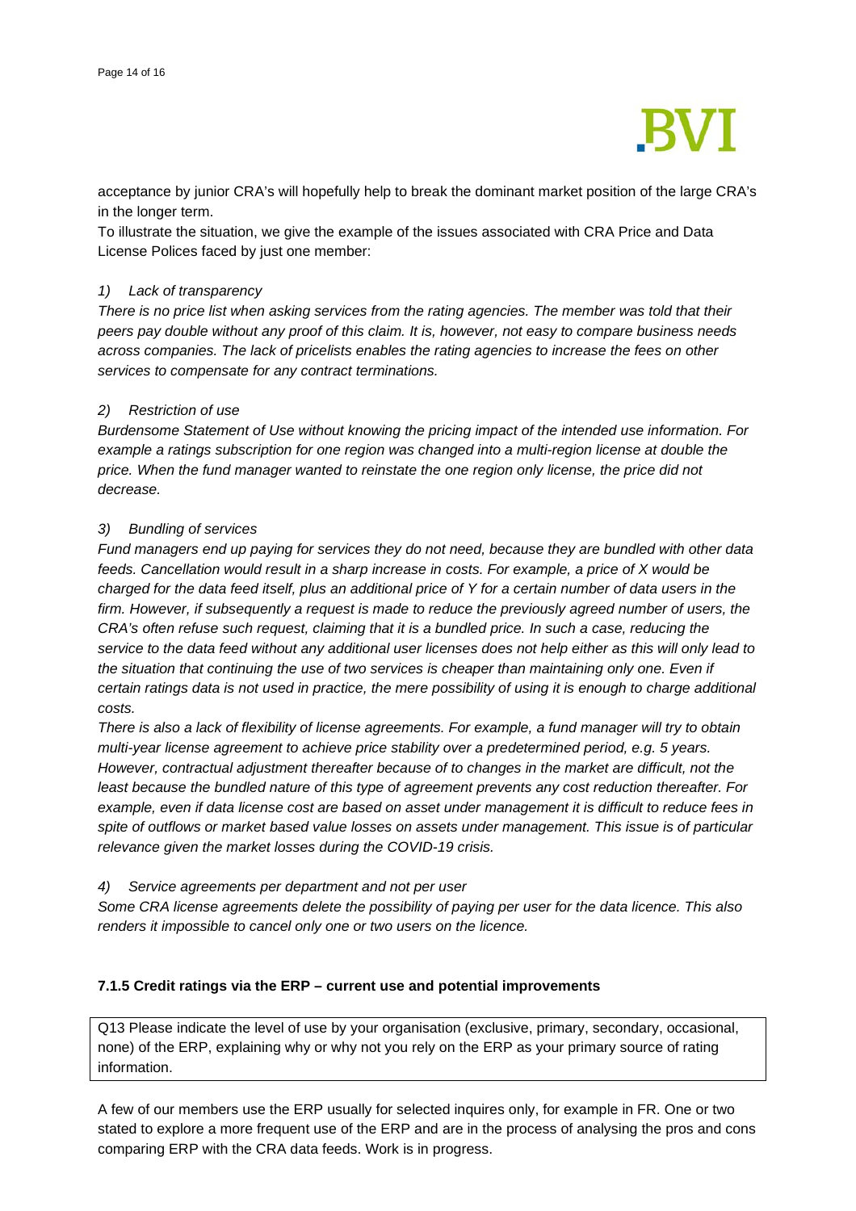acceptance by junior CRA's will hopefully help to break the dominant market position of the large CRA's in the longer term.

To illustrate the situation, we give the example of the issues associated with CRA Price and Data License Polices faced by just one member:

1) *Lack of transparency*

*There is no price list when asking services from the rating agencies. The member was told that their peers pay double without any proof of this claim. It is, however, not easy to compare business needs across companies. The lack of pricelists enables the rating agencies to increase the fees on other services to compensate for any contract terminations.*

2) *Restriction of use*

*Burdensome Statement of Use without knowing the pricing impact of the intended use information. For example a ratings subscription for one region was changed into a multi-region license at double the price. When the fund manager wanted to reinstate the one region only license, the price did not decrease.*

3) *Bundling of services*

*Fund managers end up paying for services they do not need, because they are bundled with other data feeds. Cancellation would result in a sharp increase in costs. For example, a price of X would be charged for the data feed itself, plus an additional price of Y for a certain number of data users in the firm. However, if subsequently a request is made to reduce the previously agreed number of users, the CRA's often refuse such request, claiming that it is a bundled price. In such a case, reducing the service to the data feed without any additional user licenses does not help either as this will only lead to the situation that continuing the use of two services is cheaper than maintaining only one. Even if certain ratings data is not used in practice, the mere possibility of using it is enough to charge additional costs.*

*There is also a lack of flexibility of license agreements. For example, a fund manager will try to obtain multi-year license agreement to achieve price stability over a predetermined period, e.g. 5 years. However, contractual adjustment thereafter because of to changes in the market are difficult, not the least because the bundled nature of this type of agreement prevents any cost reduction thereafter. For example, even if data license cost are based on asset under management it is difficult to reduce fees in spite of outflows or market based value losses on assets under management. This issue is of particular relevance given the market losses during the COVID-19 crisis.*

4) *Service agreements per department and not per user*

*Some CRA license agreements delete the possibility of paying per user for the data licence. This also renders it impossible to cancel only one or two users on the licence.*

### 7.1.5 Credit ratings via the ERP – current use and potential improvements

Q13 Please indicate the level of use by your organisation (exclusive, primary, secondary, occasional, none) of the ERP, explaining why or why not you rely on the ERP as your primary source of rating information.

A few of our members use the ERP usually for selected inquires only, for example in FR. One or two stated to explore a more frequent use of the ERP and are in the process of analysing the pros and cons comparing ERP with the CRA data feeds. Work is in progress.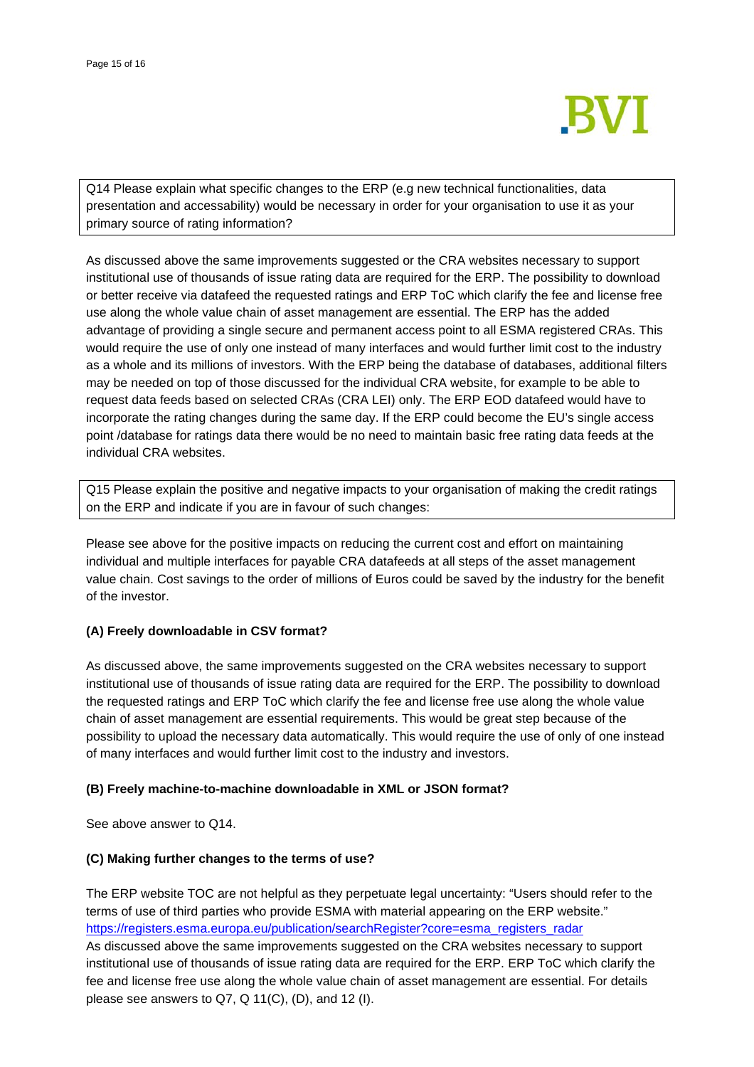Q14 Please explain what specific changes to the ERP (e.g new technical functionalities, data presentation and accessability) would be necessary in order for your organisation to use it as your primary source of rating information?

As discussed above the same improvements suggested or the CRA websites necessary to support institutional use of thousands of issue rating data are required for the ERP. The possibility to download or better receive via datafeed the requested ratings and ERP ToC which clarify the fee and license free use along the whole value chain of asset management are essential. The ERP has the added advantage of providing a single secure and permanent access point to all ESMA registered CRAs. This would require the use of only one instead of many interfaces and would further limit cost to the industry as a whole and its millions of investors. With the ERP being the database of databases, additional filters may be needed on top of those discussed for the individual CRA website, for example to be able to request data feeds based on selected CRAs (CRA LEI) only. The ERP EOD datafeed would have to incorporate the rating changes during the same day. If the ERP could become the EU's single access point /database for ratings data there would be no need to maintain basic free rating data feeds at the individual CRA websites.

Q15 Please explain the positive and negative impacts to your organisation of making the credit ratings on the ERP and indicate if you are in favour of such changes:

Please see above for the positive impacts on reducing the current cost and effort on maintaining individual and multiple interfaces for payable CRA datafeeds at all steps of the asset management value chain. Cost savings to the order of millions of Euros could be saved by the industry for the benefit of the investor.

**(A) Freely downloadable in CSV format?**

As discussed above, the same improvements suggested on the CRA websites necessary to support institutional use of thousands of issue rating data are required for the ERP. The possibility to download the requested ratings and ERP ToC which clarify the fee and license free use along the whole value chain of asset management are essential requirements. This would be great step because of the possibility to upload the necessary data automatically. This would require the use of only of one instead of many interfaces and would further limit cost to the industry and investors.

**(B) Freely machine-to-machine downloadable in XML or JSON format?**

See above answer to Q14.

**(C) Making further changes to the terms of use?**

The ERP website TOC are not helpful as they perpetuate legal uncertainty: "Users should refer to the terms of use of third parties who provide ESMA with material appearing on the ERP website." https://registers.esma.europa.eu/publication/searchRegister?core=esma_registers_radar
As discussed above the same improvements suggested on the CRA websites necessary to support institutional use of thousands of issue rating data are required for the ERP. ERP ToC which clarify the fee and license free use along the whole value chain of asset management are essential. For details please see answers to Q7, Q 11(C), (D), and 12 (I).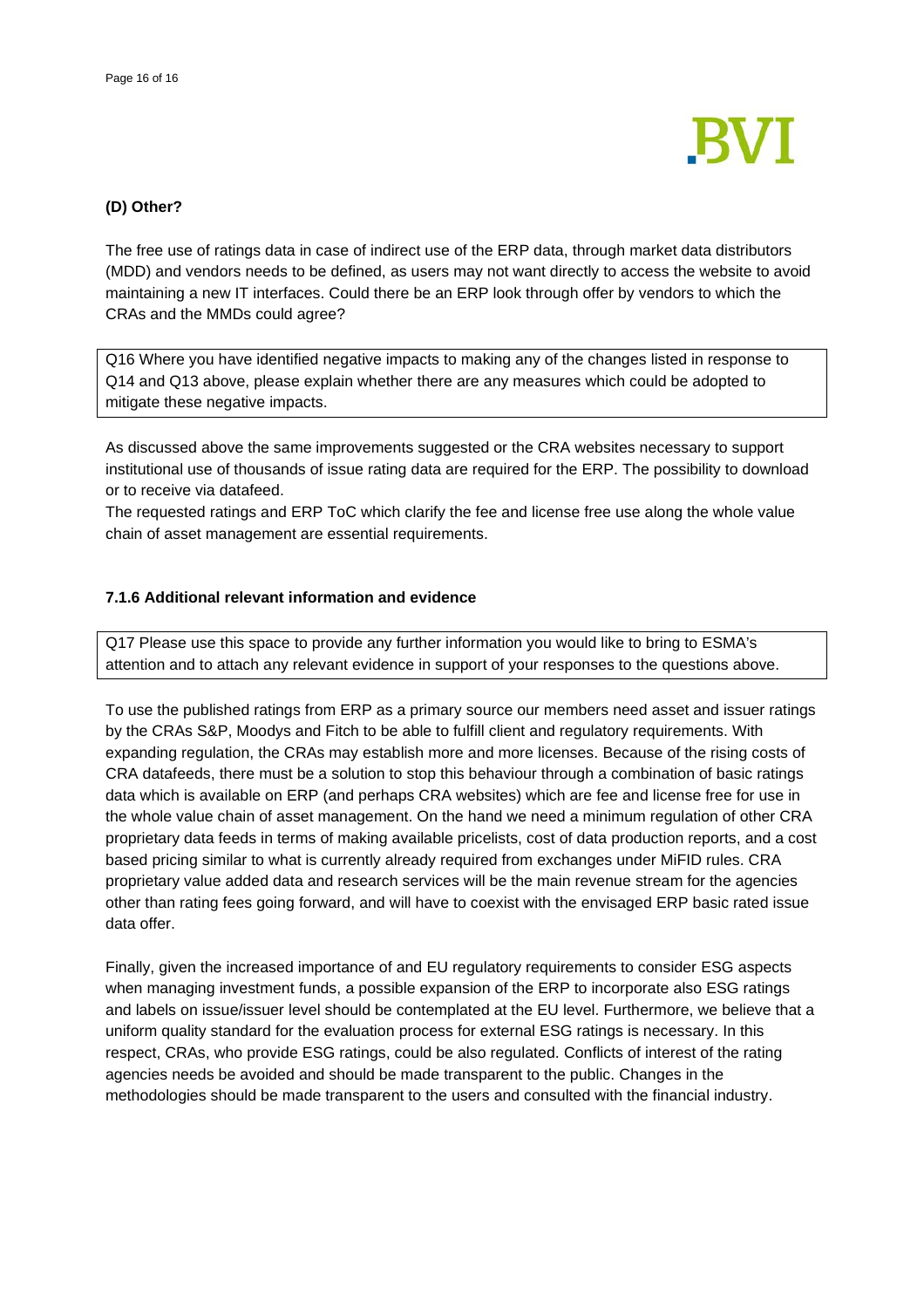**(D) Other?**

The free use of ratings data in case of indirect use of the ERP data, through market data distributors (MDD) and vendors needs to be defined, as users may not want directly to access the website to avoid maintaining a new IT interfaces. Could there be an ERP look through offer by vendors to which the CRAs and the MMDs could agree?

> Q16 Where you have identified negative impacts to making any of the changes listed in response to Q14 and Q13 above, please explain whether there are any measures which could be adopted to mitigate these negative impacts.

As discussed above the same improvements suggested or the CRA websites necessary to support institutional use of thousands of issue rating data are required for the ERP. The possibility to download or to receive via datafeed.
The requested ratings and ERP ToC which clarify the fee and license free use along the whole value chain of asset management are essential requirements.

### 7.1.6 Additional relevant information and evidence

> Q17 Please use this space to provide any further information you would like to bring to ESMA's attention and to attach any relevant evidence in support of your responses to the questions above.

To use the published ratings from ERP as a primary source our members need asset and issuer ratings by the CRAs S&P, Moodys and Fitch to be able to fulfill client and regulatory requirements. With expanding regulation, the CRAs may establish more and more licenses. Because of the rising costs of CRA datafeeds, there must be a solution to stop this behaviour through a combination of basic ratings data which is available on ERP (and perhaps CRA websites) which are fee and license free for use in the whole value chain of asset management. On the hand we need a minimum regulation of other CRA proprietary data feeds in terms of making available pricelists, cost of data production reports, and a cost based pricing similar to what is currently already required from exchanges under MiFID rules. CRA proprietary value added data and research services will be the main revenue stream for the agencies other than rating fees going forward, and will have to coexist with the envisaged ERP basic rated issue data offer.

Finally, given the increased importance of and EU regulatory requirements to consider ESG aspects when managing investment funds, a possible expansion of the ERP to incorporate also ESG ratings and labels on issue/issuer level should be contemplated at the EU level. Furthermore, we believe that a uniform quality standard for the evaluation process for external ESG ratings is necessary. In this respect, CRAs, who provide ESG ratings, could be also regulated. Conflicts of interest of the rating agencies needs be avoided and should be made transparent to the public. Changes in the methodologies should be made transparent to the users and consulted with the financial industry.